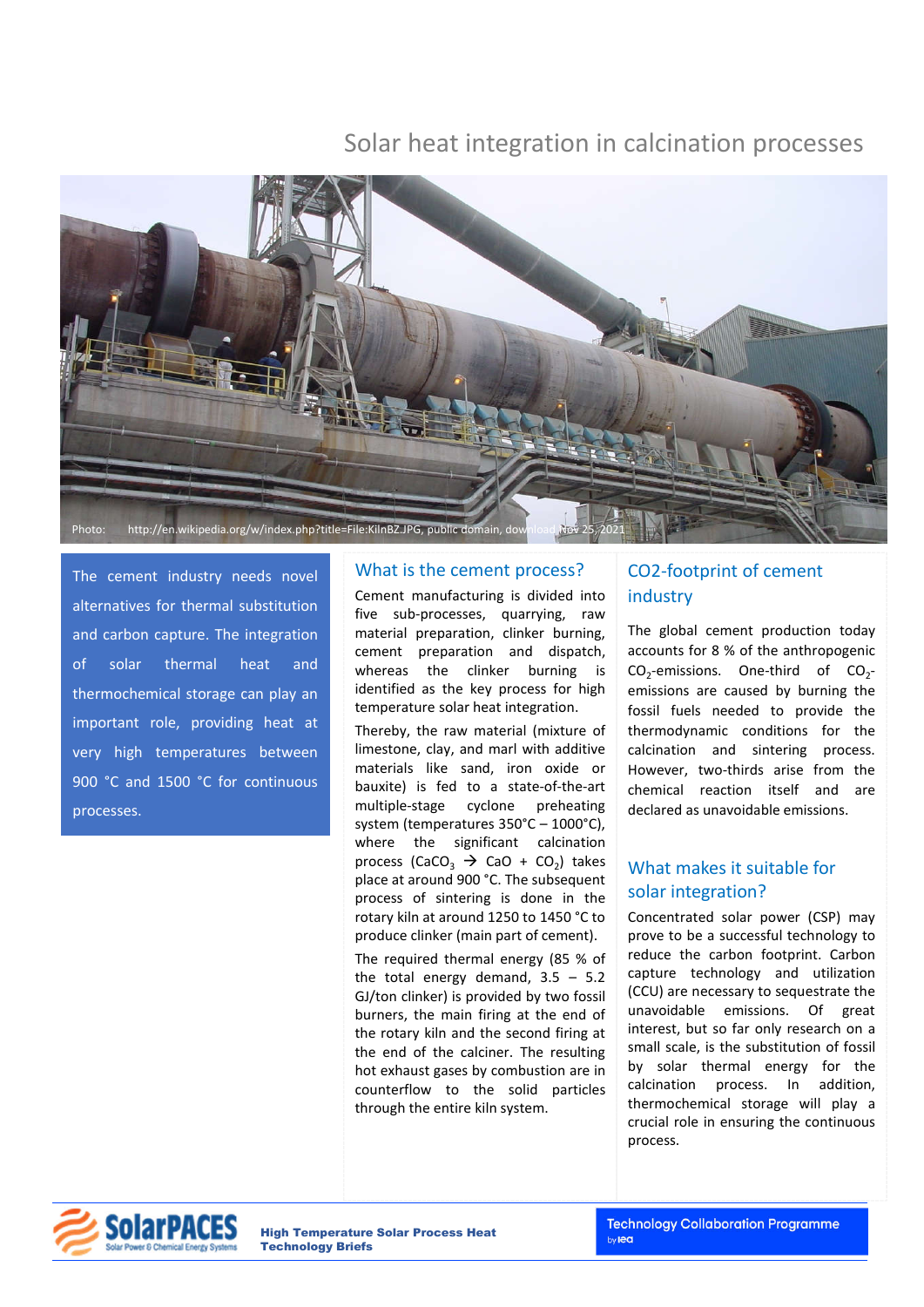# Solar heat integration in calcination processes

Photo: http://en.wikipedia.org/w/index.php?title=File:KilnBZ.JPG, public domain, download Nov 25, 2021

The cement industry needs novel alternatives for thermal substitution and carbon capture. The integration of solar thermal heat and thermochemical storage can play an important role, providing heat at very high temperatures between 900 °C and 1500 °C for continuous processes.

## What is the cement process?

Cement manufacturing is divided into five sub-processes, quarrying, raw material preparation, clinker burning, cement preparation and dispatch, whereas the clinker burning is identified as the key process for high temperature solar heat integration.

Thereby, the raw material (mixture of limestone, clay, and marl with additive materials like sand, iron oxide or bauxite) is fed to a state-of-the-art multiple-stage cyclone preheating system (temperatures 350°C – 1000°C), where the significant calcination process ($CaCO_3 \rightarrow CaO + CO_2$) takes place at around 900 °C. The subsequent process of sintering is done in the rotary kiln at around 1250 to 1450 °C to produce clinker (main part of cement).

The required thermal energy (85 % of the total energy demand, 3.5 – 5.2 GJ/ton clinker) is provided by two fossil burners, the main firing at the end of the rotary kiln and the second firing at the end of the calciner. The resulting hot exhaust gases by combustion are in counterflow to the solid particles through the entire kiln system.

## CO2-footprint of cement industry

The global cement production today accounts for 8 % of the anthropogenic $CO_2$-emissions. One-third of $CO_2$-emissions are caused by burning the fossil fuels needed to provide the thermodynamic conditions for the calcination and sintering process. However, two-thirds arise from the chemical reaction itself and are declared as unavoidable emissions.

## What makes it suitable for solar integration?

Concentrated solar power (CSP) may prove to be a successful technology to reduce the carbon footprint. Carbon capture technology and utilization (CCU) are necessary to sequestrate the unavoidable emissions. Of great interest, but so far only research on a small scale, is the substitution of fossil by solar thermal energy for the calcination process. In addition, thermochemical storage will play a crucial role in ensuring the continuous process.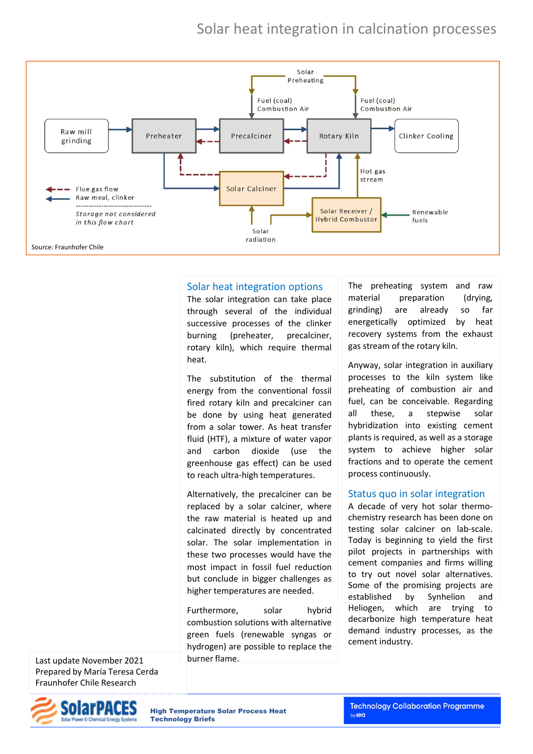# Solar heat integration in calcination processes

Solar
Preheating
Fuel (coal)
Combustion Air
Fuel (coal)
Combustion Air
Raw mill grinding
Preheater
Precalciner
Rotary Kiln
Clinker Cooling
Hot gas stream
Solar Calciner
Solar Receiver / Hybrid Combustor
Renewable fuels
Solar radiation
Flue gas flow
Raw meal, clinker
Storage not considered in this flow chart

Source: Fraunhofer Chile

## Solar heat integration options

The solar integration can take place through several of the individual successive processes of the clinker burning (preheater, precalciner, rotary kiln), which require thermal heat.

The substitution of the thermal energy from the conventional fossil fired rotary kiln and precalciner can be done by using heat generated from a solar tower. As heat transfer fluid (HTF), a mixture of water vapor and carbon dioxide (use the greenhouse gas effect) can be used to reach ultra-high temperatures.

Alternatively, the precalciner can be replaced by a solar calciner, where the raw material is heated up and calcinated directly by concentrated solar. The solar implementation in these two processes would have the most impact in fossil fuel reduction but conclude in bigger challenges as higher temperatures are needed.

Furthermore, solar hybrid combustion solutions with alternative green fuels (renewable syngas or hydrogen) are possible to replace the burner flame.

The preheating system and raw material preparation (drying, grinding) are already so far energetically optimized by heat recovery systems from the exhaust gas stream of the rotary kiln.

Anyway, solar integration in auxiliary processes to the kiln system like preheating of combustion air and fuel, can be conceivable. Regarding all these, a stepwise solar hybridization into existing cement plants is required, as well as a storage system to achieve higher solar fractions and to operate the cement process continuously.

## Status quo in solar integration

A decade of very hot solar thermo-chemistry research has been done on testing solar calciner on lab-scale. Today is beginning to yield the first pilot projects in partnerships with cement companies and firms willing to try out novel solar alternatives. Some of the promising projects are established by Synhelion and Heliogen, which are trying to decarbonize high temperature heat demand industry processes, as the cement industry.

Last update November 2021
Prepared by María Teresa Cerda
Fraunhofer Chile Research